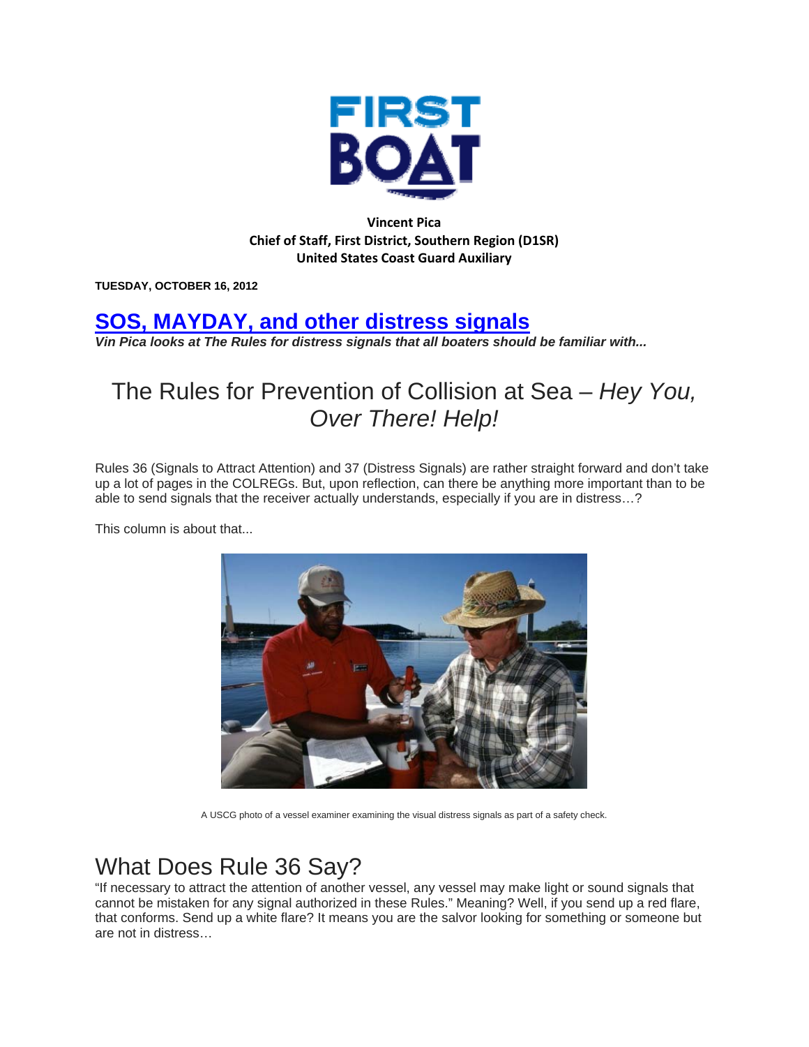# FIRST BOAT

**Vincent Pica**
**Chief of Staff, First District, Southern Region (D1SR)**
**United States Coast Guard Auxiliary**

**TUESDAY, OCTOBER 16, 2012**

## SOS, MAYDAY, and other distress signals

***Vin Pica looks at The Rules for distress signals that all boaters should be familiar with...***

## The Rules for Prevention of Collision at Sea – *Hey You, Over There! Help!*

Rules 36 (Signals to Attract Attention) and 37 (Distress Signals) are rather straight forward and don't take up a lot of pages in the COLREGs. But, upon reflection, can there be anything more important than to be able to send signals that the receiver actually understands, especially if you are in distress…?

This column is about that...

A USCG photo of a vessel examiner examining the visual distress signals as part of a safety check.

## What Does Rule 36 Say?

"If necessary to attract the attention of another vessel, any vessel may make light or sound signals that cannot be mistaken for any signal authorized in these Rules." Meaning? Well, if you send up a red flare, that conforms. Send up a white flare? It means you are the salvor looking for something or someone but are not in distress…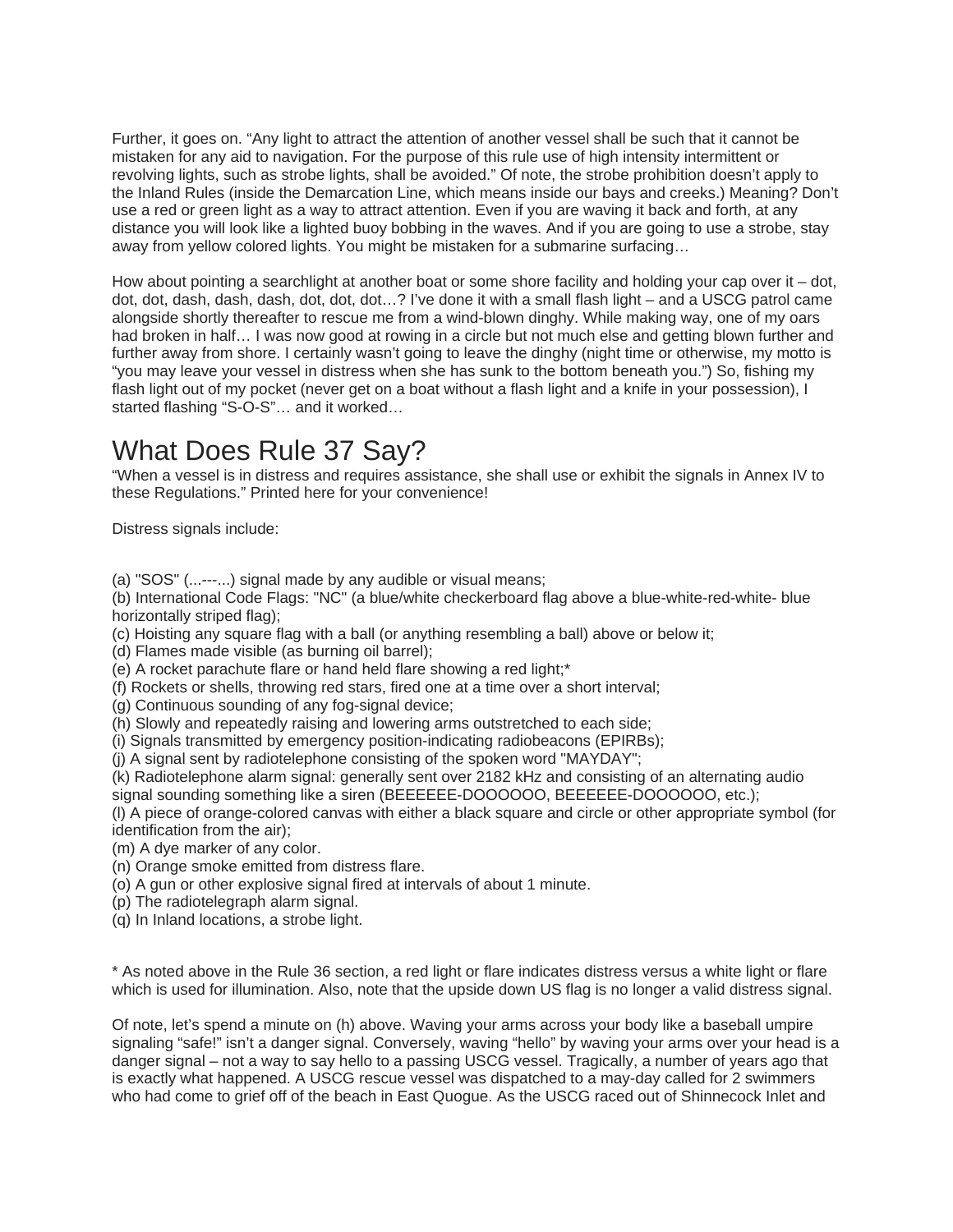Further, it goes on. "Any light to attract the attention of another vessel shall be such that it cannot be mistaken for any aid to navigation. For the purpose of this rule use of high intensity intermittent or revolving lights, such as strobe lights, shall be avoided." Of note, the strobe prohibition doesn't apply to the Inland Rules (inside the Demarcation Line, which means inside our bays and creeks.) Meaning? Don't use a red or green light as a way to attract attention. Even if you are waving it back and forth, at any distance you will look like a lighted buoy bobbing in the waves. And if you are going to use a strobe, stay away from yellow colored lights. You might be mistaken for a submarine surfacing…

How about pointing a searchlight at another boat or some shore facility and holding your cap over it – dot, dot, dot, dash, dash, dash, dot, dot, dot…? I've done it with a small flash light – and a USCG patrol came alongside shortly thereafter to rescue me from a wind-blown dinghy. While making way, one of my oars had broken in half… I was now good at rowing in a circle but not much else and getting blown further and further away from shore. I certainly wasn't going to leave the dinghy (night time or otherwise, my motto is "you may leave your vessel in distress when she has sunk to the bottom beneath you.") So, fishing my flash light out of my pocket (never get on a boat without a flash light and a knife in your possession), I started flashing "S-O-S"… and it worked…

# What Does Rule 37 Say?

"When a vessel is in distress and requires assistance, she shall use or exhibit the signals in Annex IV to these Regulations." Printed here for your convenience!

Distress signals include:

(a) "SOS" (...---...) signal made by any audible or visual means;
(b) International Code Flags: "NC" (a blue/white checkerboard flag above a blue-white-red-white- blue horizontally striped flag);
(c) Hoisting any square flag with a ball (or anything resembling a ball) above or below it;
(d) Flames made visible (as burning oil barrel);
(e) A rocket parachute flare or hand held flare showing a red light;*
(f) Rockets or shells, throwing red stars, fired one at a time over a short interval;
(g) Continuous sounding of any fog-signal device;
(h) Slowly and repeatedly raising and lowering arms outstretched to each side;
(i) Signals transmitted by emergency position-indicating radiobeacons (EPIRBs);
(j) A signal sent by radiotelephone consisting of the spoken word "MAYDAY";
(k) Radiotelephone alarm signal: generally sent over 2182 kHz and consisting of an alternating audio signal sounding something like a siren (BEEEEEE-DOOOOOO, BEEEEEE-DOOOOOO, etc.);
(l) A piece of orange-colored canvas with either a black square and circle or other appropriate symbol (for identification from the air);
(m) A dye marker of any color.
(n) Orange smoke emitted from distress flare.
(o) A gun or other explosive signal fired at intervals of about 1 minute.
(p) The radiotelegraph alarm signal.
(q) In Inland locations, a strobe light.

* As noted above in the Rule 36 section, a red light or flare indicates distress versus a white light or flare which is used for illumination. Also, note that the upside down US flag is no longer a valid distress signal.

Of note, let's spend a minute on (h) above. Waving your arms across your body like a baseball umpire signaling "safe!" isn't a danger signal. Conversely, waving "hello" by waving your arms over your head is a danger signal – not a way to say hello to a passing USCG vessel. Tragically, a number of years ago that is exactly what happened. A USCG rescue vessel was dispatched to a may-day called for 2 swimmers who had come to grief off of the beach in East Quogue. As the USCG raced out of Shinnecock Inlet and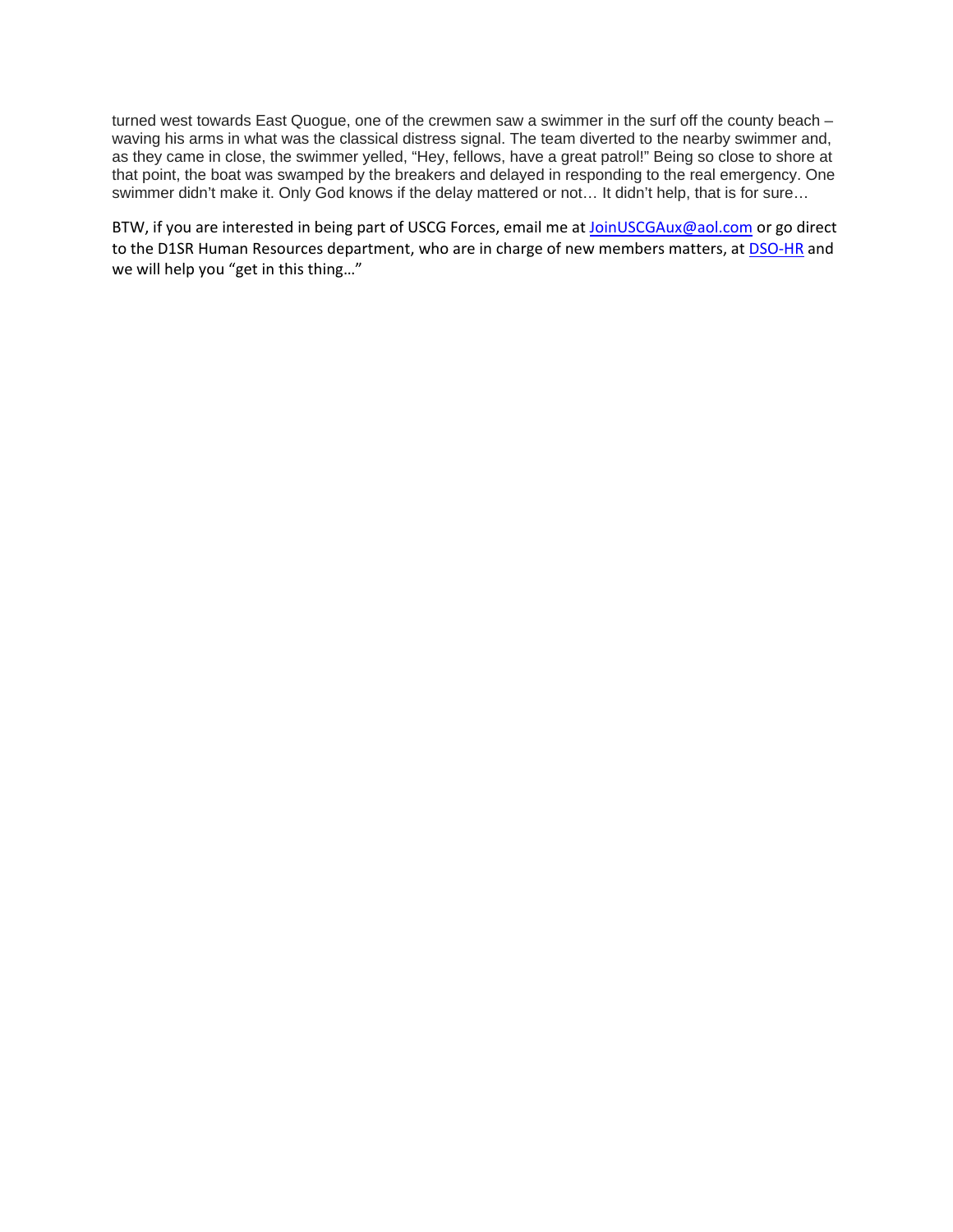turned west towards East Quogue, one of the crewmen saw a swimmer in the surf off the county beach – waving his arms in what was the classical distress signal. The team diverted to the nearby swimmer and, as they came in close, the swimmer yelled, "Hey, fellows, have a great patrol!" Being so close to shore at that point, the boat was swamped by the breakers and delayed in responding to the real emergency. One swimmer didn't make it. Only God knows if the delay mattered or not… It didn't help, that is for sure…

BTW, if you are interested in being part of USCG Forces, email me at JoinUSCGAux@aol.com or go direct to the D1SR Human Resources department, who are in charge of new members matters, at DSO-HR and we will help you "get in this thing…"